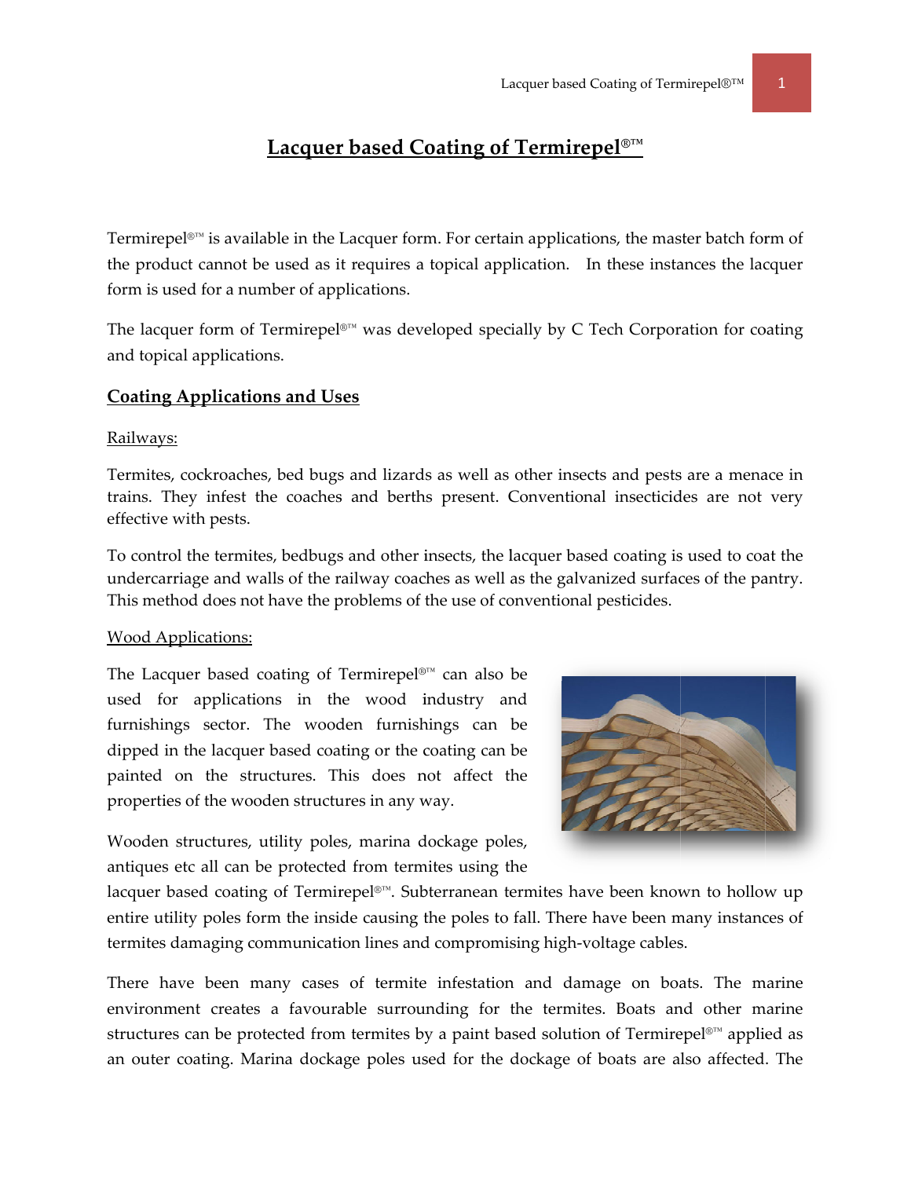# Lacquer based Coating of Termirepel®™

Termirepel®™ is available in the Lacquer form. For certain applications, the master batch form of the product cannot be used as it requires a topical application. In these instances the lacquer form is used for a number of applications.

The lacquer form of Termirepel®™ was developed specially by C Tech Corporation for coating and topical applications.

## Coating Applications and Uses

Railways:

Termites, cockroaches, bed bugs and lizards as well as other insects and pests are a menace in trains. They infest the coaches and berths present. Conventional insecticides are not very effective with pests.

To control the termites, bedbugs and other insects, the lacquer based coating is used to coat the undercarriage and walls of the railway coaches as well as the galvanized surfaces of the pantry. This method does not have the problems of the use of conventional pesticides.

Wood Applications:

The Lacquer based coating of Termirepel®™ can also be used for applications in the wood industry and furnishings sector. The wooden furnishings can be dipped in the lacquer based coating or the coating can be painted on the structures. This does not affect the properties of the wooden structures in any way.

Wooden structures, utility poles, marina dockage poles, antiques etc all can be protected from termites using the lacquer based coating of Termirepel®™. Subterranean termites have been known to hollow up entire utility poles form the inside causing the poles to fall. There have been many instances of termites damaging communication lines and compromising high-voltage cables.

There have been many cases of termite infestation and damage on boats. The marine environment creates a favourable surrounding for the termites. Boats and other marine structures can be protected from termites by a paint based solution of Termirepel®™ applied as an outer coating. Marina dockage poles used for the dockage of boats are also affected. The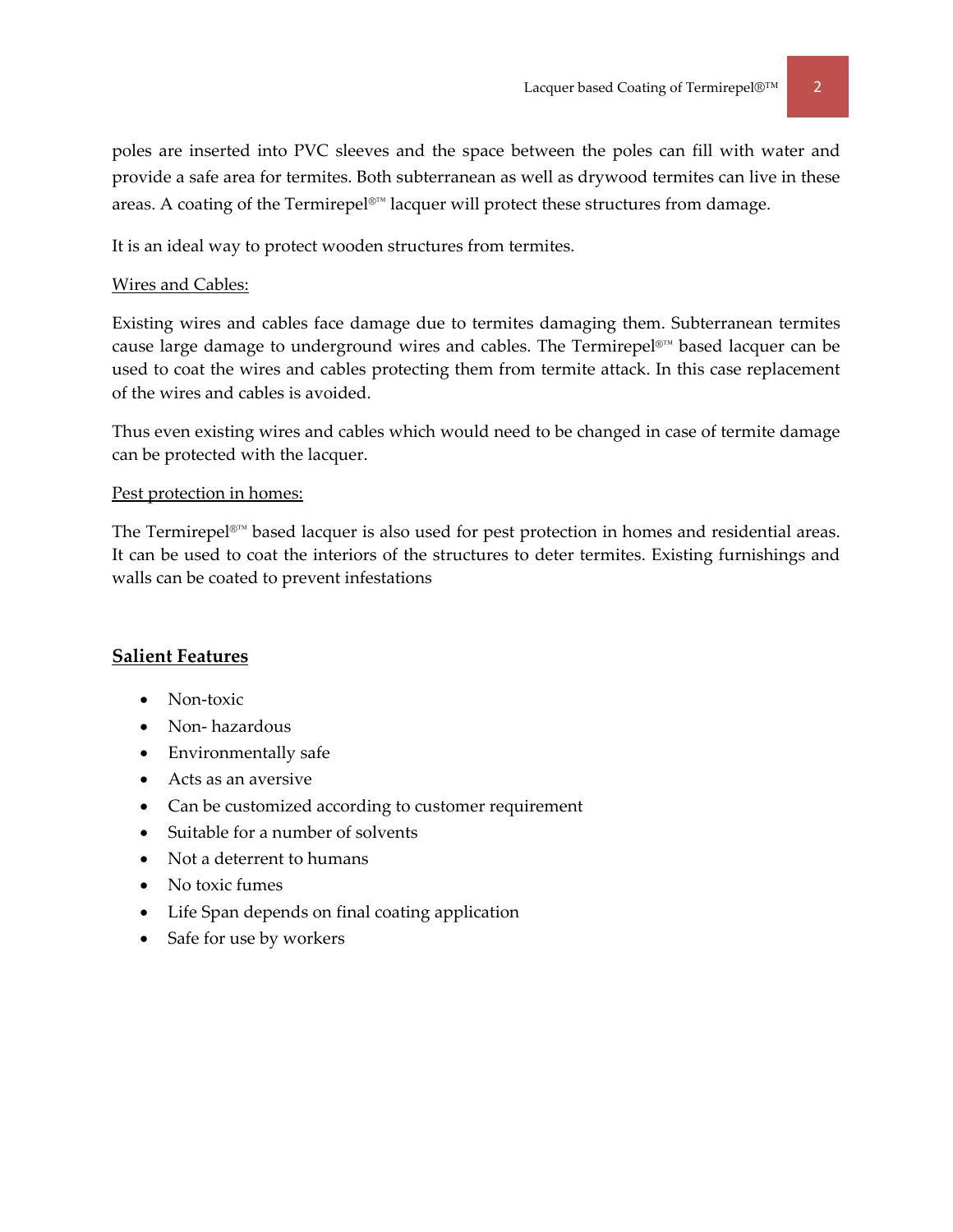poles are inserted into PVC sleeves and the space between the poles can fill with water and provide a safe area for termites. Both subterranean as well as drywood termites can live in these areas. A coating of the Termirepel®™ lacquer will protect these structures from damage.

It is an ideal way to protect wooden structures from termites.

Wires and Cables:

Existing wires and cables face damage due to termites damaging them. Subterranean termites cause large damage to underground wires and cables. The Termirepel®™ based lacquer can be used to coat the wires and cables protecting them from termite attack. In this case replacement of the wires and cables is avoided.

Thus even existing wires and cables which would need to be changed in case of termite damage can be protected with the lacquer.

Pest protection in homes:

The Termirepel®™ based lacquer is also used for pest protection in homes and residential areas. It can be used to coat the interiors of the structures to deter termites. Existing furnishings and walls can be coated to prevent infestations

## Salient Features

- Non-toxic
- Non- hazardous
- Environmentally safe
- Acts as an aversive
- Can be customized according to customer requirement
- Suitable for a number of solvents
- Not a deterrent to humans
- No toxic fumes
- Life Span depends on final coating application
- Safe for use by workers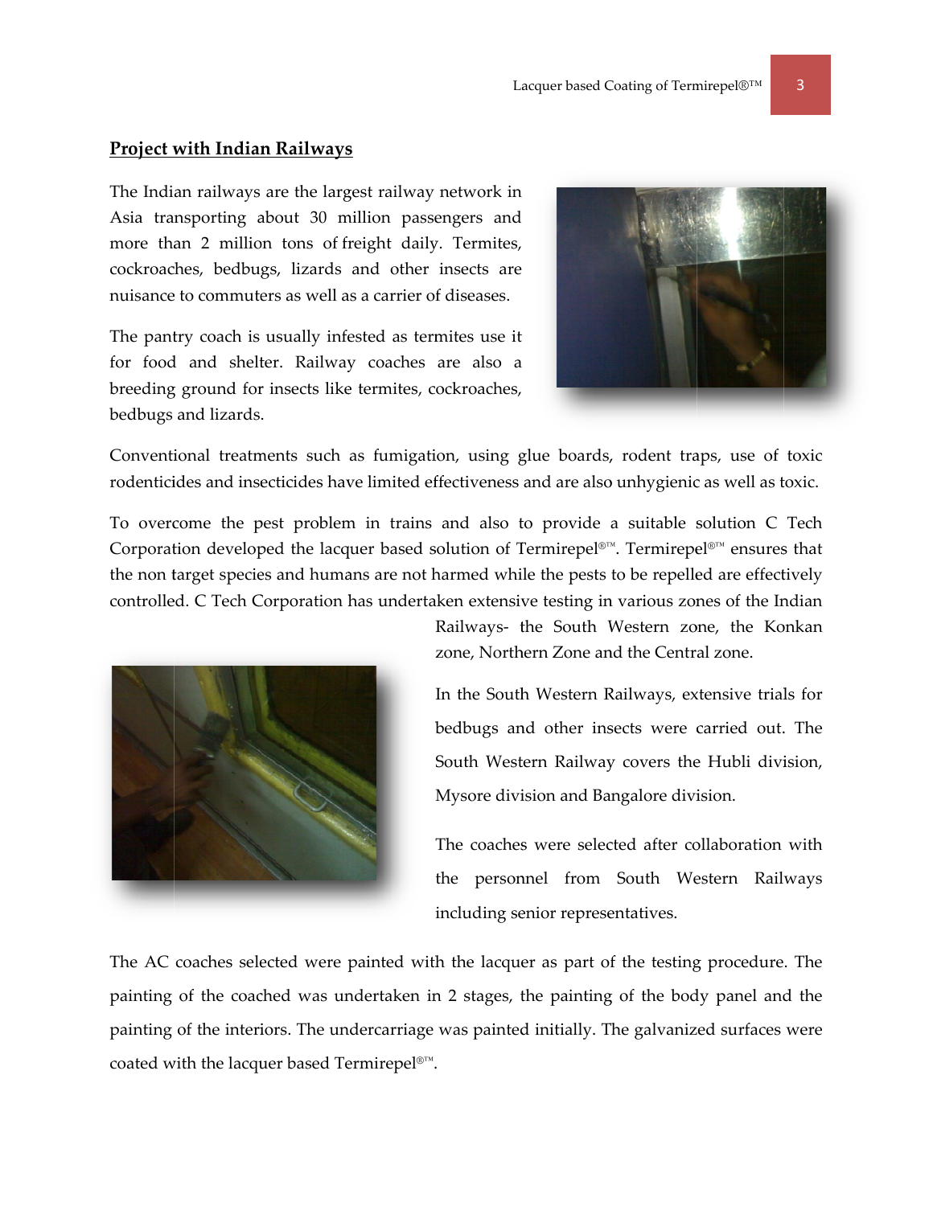## Project with Indian Railways

The Indian railways are the largest railway network in Asia transporting about 30 million passengers and more than 2 million tons of freight daily. Termites, cockroaches, bedbugs, lizards and other insects are nuisance to commuters as well as a carrier of diseases.

The pantry coach is usually infested as termites use it for food and shelter. Railway coaches are also a breeding ground for insects like termites, cockroaches, bedbugs and lizards.

Conventional treatments such as fumigation, using glue boards, rodent traps, use of toxic rodenticides and insecticides have limited effectiveness and are also unhygienic as well as toxic.

To overcome the pest problem in trains and also to provide a suitable solution C Tech Corporation developed the lacquer based solution of Termirepel®™. Termirepel®™ ensures that the non target species and humans are not harmed while the pests to be repelled are effectively controlled. C Tech Corporation has undertaken extensive testing in various zones of the Indian Railways- the South Western zone, the Konkan zone, Northern Zone and the Central zone.

In the South Western Railways, extensive trials for bedbugs and other insects were carried out. The South Western Railway covers the Hubli division, Mysore division and Bangalore division.

The coaches were selected after collaboration with the personnel from South Western Railways including senior representatives.

The AC coaches selected were painted with the lacquer as part of the testing procedure. The painting of the coached was undertaken in 2 stages, the painting of the body panel and the painting of the interiors. The undercarriage was painted initially. The galvanized surfaces were coated with the lacquer based Termirepel®™.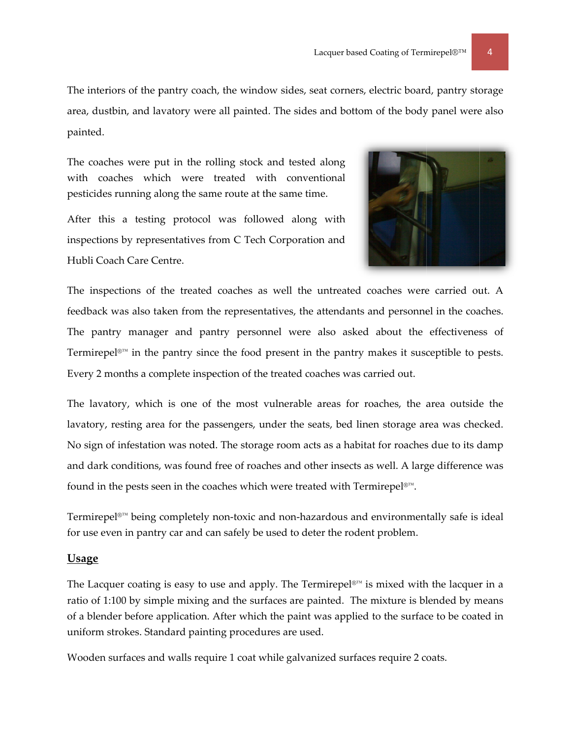The interiors of the pantry coach, the window sides, seat corners, electric board, pantry storage area, dustbin, and lavatory were all painted. The sides and bottom of the body panel were also painted.

The coaches were put in the rolling stock and tested along with coaches which were treated with conventional pesticides running along the same route at the same time.

After this a testing protocol was followed along with inspections by representatives from C Tech Corporation and Hubli Coach Care Centre.

The inspections of the treated coaches as well the untreated coaches were carried out. A feedback was also taken from the representatives, the attendants and personnel in the coaches. The pantry manager and pantry personnel were also asked about the effectiveness of Termirepel®™ in the pantry since the food present in the pantry makes it susceptible to pests. Every 2 months a complete inspection of the treated coaches was carried out.

The lavatory, which is one of the most vulnerable areas for roaches, the area outside the lavatory, resting area for the passengers, under the seats, bed linen storage area was checked. No sign of infestation was noted. The storage room acts as a habitat for roaches due to its damp and dark conditions, was found free of roaches and other insects as well. A large difference was found in the pests seen in the coaches which were treated with Termirepel®™.

Termirepel®™ being completely non-toxic and non-hazardous and environmentally safe is ideal for use even in pantry car and can safely be used to deter the rodent problem.

## Usage

The Lacquer coating is easy to use and apply. The Termirepel®™ is mixed with the lacquer in a ratio of 1:100 by simple mixing and the surfaces are painted. The mixture is blended by means of a blender before application. After which the paint was applied to the surface to be coated in uniform strokes. Standard painting procedures are used.

Wooden surfaces and walls require 1 coat while galvanized surfaces require 2 coats.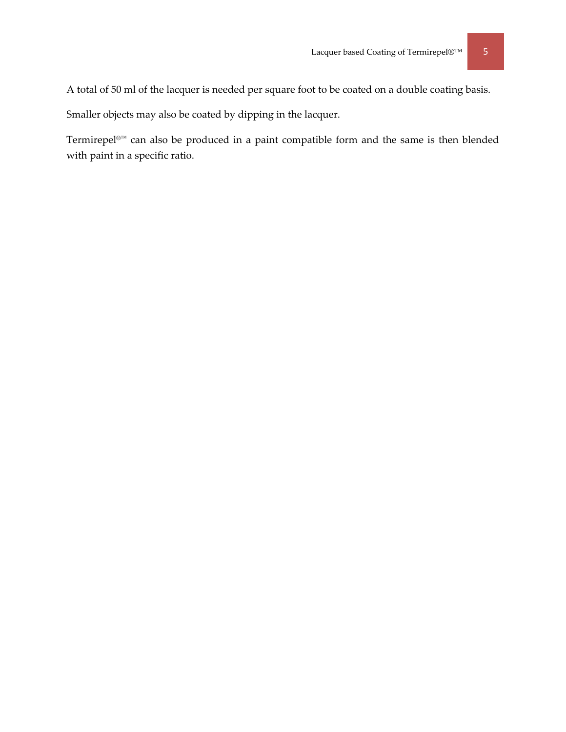A total of 50 ml of the lacquer is needed per square foot to be coated on a double coating basis.

Smaller objects may also be coated by dipping in the lacquer.

Termirepel®™ can also be produced in a paint compatible form and the same is then blended with paint in a specific ratio.